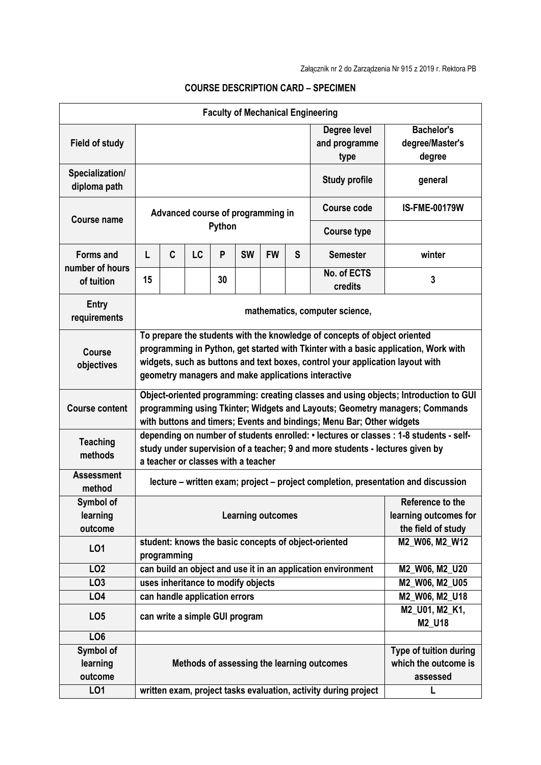Załącznik nr 2 do Zarządzenia Nr 915 z 2019 r. Rektora PB

## COURSE DESCRIPTION CARD – SPECIMEN

| Faculty of Mechanical Engineering | | | | | | | | | |
|---|---|---|---|---|---|---|---|---|---|
| **Field of study** | | | | | | | | **Degree level and programme type** | **Bachelor's degree/Master's degree** |
| **Specialization/ diploma path** | | | | | | | | **Study profile** | **general** |
| **Course name** | Advanced course of programming in Python | | | | | | | **Course code** | **IS-FME-00179W** |
| | | | | | | | | **Course type** | |
| **Forms and number of hours of tuition** | L | C | LC | P | SW | FW | S | **Semester** | winter |
| | 15 | | | 30 | | | | **No. of ECTS credits** | 3 |
| **Entry requirements** | mathematics, computer science, | | | | | | | | |
| **Course objectives** | To prepare the students with the knowledge of concepts of object oriented programming in Python, get started with Tkinter with a basic application, Work with widgets, such as buttons and text boxes, control your application layout with geometry managers and make applications interactive | | | | | | | | |
| **Course content** | Object-oriented programming: creating classes and using objects; Introduction to GUI programming using Tkinter; Widgets and Layouts; Geometry managers; Commands with buttons and timers; Events and bindings; Menu Bar; Other widgets | | | | | | | | |
| **Teaching methods** | depending on number of students enrolled: • lectures or classes : 1-8 students - self-study under supervision of a teacher; 9 and more students - lectures given by a teacher or classes with a teacher | | | | | | | | |
| **Assessment method** | lecture – written exam; project – project completion, presentation and discussion | | | | | | | | |
| **Symbol of learning outcome** | **Learning outcomes** | | | | | | | | **Reference to the learning outcomes for the field of study** |
| **LO1** | student: knows the basic concepts of object-oriented programming | | | | | | | | M2_W06, M2_W12 |
| **LO2** | can build an object and use it in an application environment | | | | | | | | M2_W06, M2_U20 |
| **LO3** | uses inheritance to modify objects | | | | | | | | M2_W06, M2_U05 |
| **LO4** | can handle application errors | | | | | | | | M2_W06, M2_U18 |
| **LO5** | can write a simple GUI program | | | | | | | | M2_U01, M2_K1, M2_U18 |
| **LO6** | | | | | | | | | |
| **Symbol of learning outcome** | **Methods of assessing the learning outcomes** | | | | | | | | **Type of tuition during which the outcome is assessed** |
| **LO1** | written exam, project tasks evaluation, activity during project | | | | | | | | L |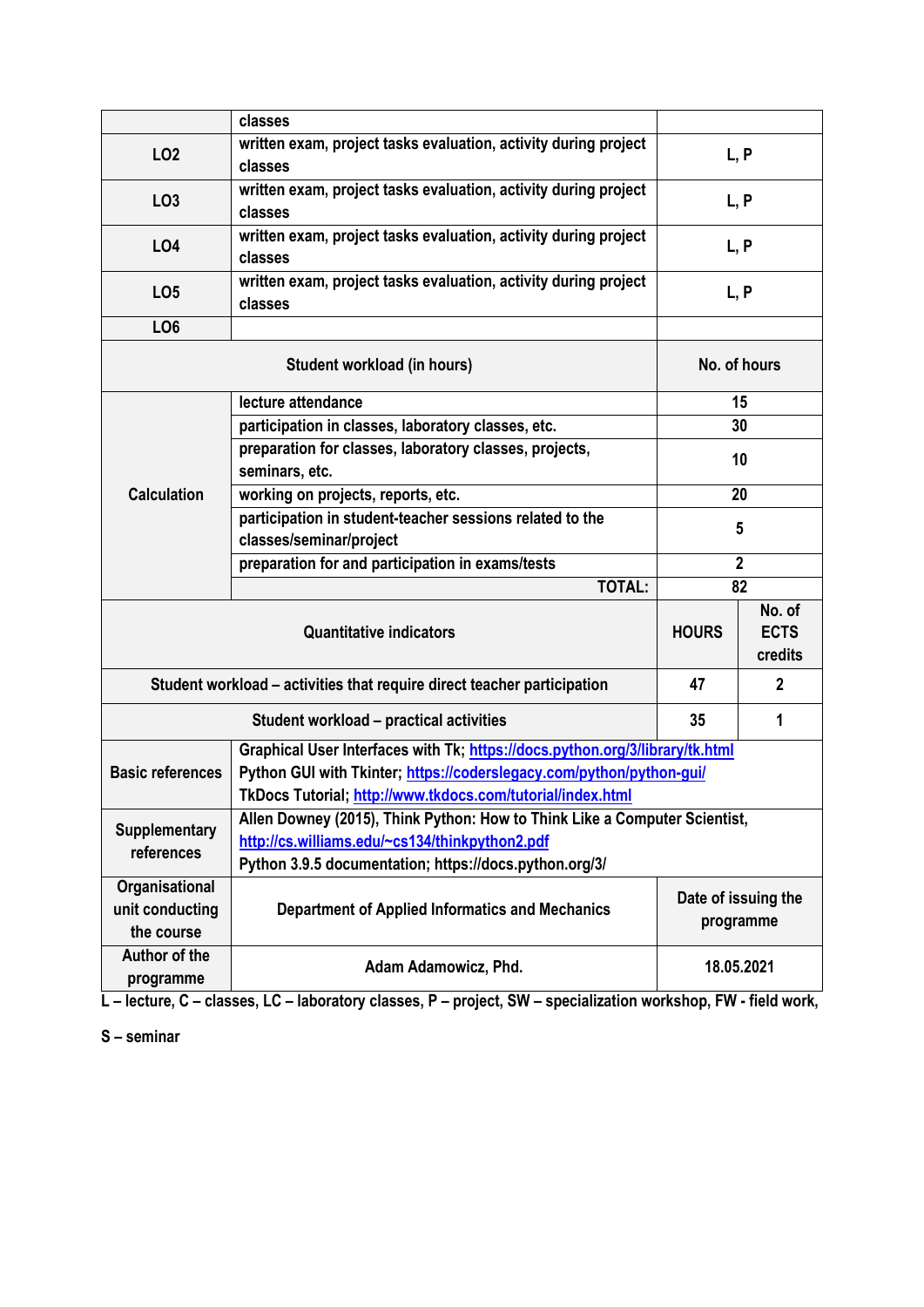| | | | |
|---|---|---|---|
| | classes | | |
| LO2 | written exam, project tasks evaluation, activity during project classes | L, P | |
| LO3 | written exam, project tasks evaluation, activity during project classes | L, P | |
| LO4 | written exam, project tasks evaluation, activity during project classes | L, P | |
| LO5 | written exam, project tasks evaluation, activity during project classes | L, P | |
| LO6 | | | |
| **Student workload (in hours)** | | **No. of hours** | |
| **Calculation** | lecture attendance | 15 | |
| | participation in classes, laboratory classes, etc. | 30 | |
| | preparation for classes, laboratory classes, projects, seminars, etc. | 10 | |
| | working on projects, reports, etc. | 20 | |
| | participation in student-teacher sessions related to the classes/seminar/project | 5 | |
| | preparation for and participation in exams/tests | 2 | |
| | TOTAL: | 82 | |
| **Quantitative indicators** | | **HOURS** | **No. of ECTS credits** |
| Student workload – activities that require direct teacher participation | | 47 | 2 |
| Student workload – practical activities | | 35 | 1 |
| **Basic references** | Graphical User Interfaces with Tk; https://docs.python.org/3/library/tk.html<br>Python GUI with Tkinter; https://coderslegacy.com/python/python-gui/<br>TkDocs Tutorial; http://www.tkdocs.com/tutorial/index.html | | |
| **Supplementary references** | Allen Downey (2015), Think Python: How to Think Like a Computer Scientist, http://cs.williams.edu/~cs134/thinkpython2.pdf<br>Python 3.9.5 documentation; https://docs.python.org/3/ | | |
| **Organisational unit conducting the course** | Department of Applied Informatics and Mechanics | Date of issuing the programme | |
| **Author of the programme** | Adam Adamowicz, Phd. | 18.05.2021 | |

L – lecture, C – classes, LC – laboratory classes, P – project, SW – specialization workshop, FW - field work, S – seminar